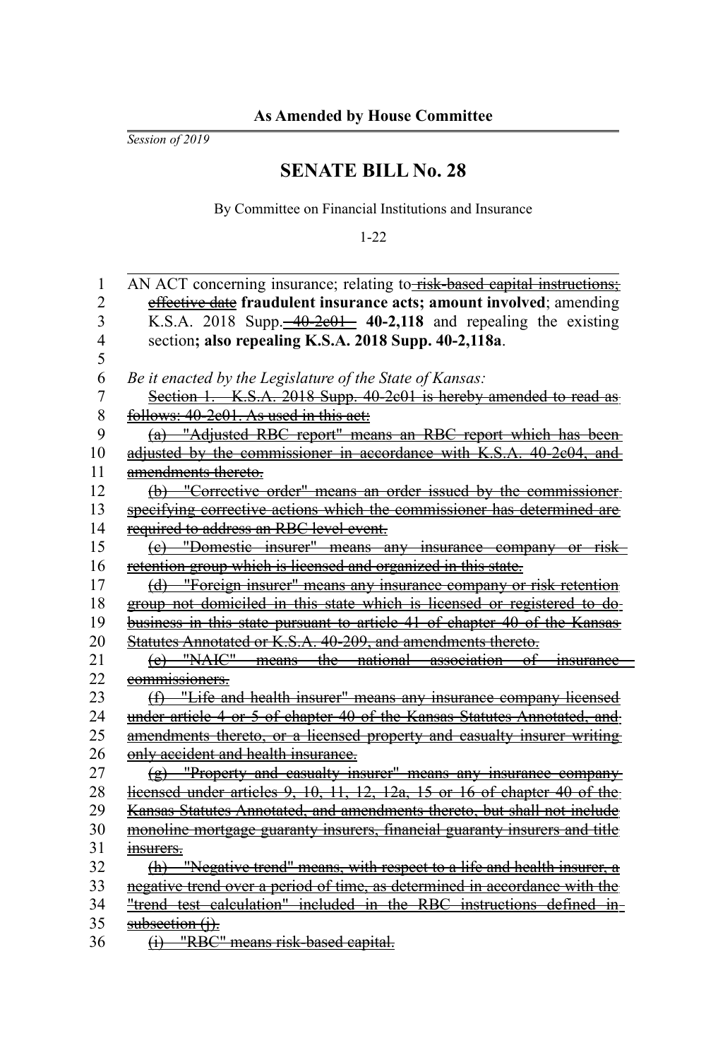**As Amended by House Committee**

*Session of 2019*

# SENATE BILL No. 28

By Committee on Financial Institutions and Insurance

1-22

AN ACT concerning insurance; relating to ~~risk-based capital instructions; effective date~~ **fraudulent insurance acts; amount involved**; amending K.S.A. 2018 Supp. ~~40-2c01~~ **40-2,118** and repealing the existing section**; also repealing K.S.A. 2018 Supp. 40-2,118a**.

*Be it enacted by the Legislature of the State of Kansas:*

~~Section 1. K.S.A. 2018 Supp. 40-2c01 is hereby amended to read as follows: 40-2c01. As used in this act:~~

~~(a) "Adjusted RBC report" means an RBC report which has been adjusted by the commissioner in accordance with K.S.A. 40-2c04, and amendments thereto.~~

~~(b) "Corrective order" means an order issued by the commissioner specifying corrective actions which the commissioner has determined are required to address an RBC level event.~~

~~(c) "Domestic insurer" means any insurance company or risk retention group which is licensed and organized in this state.~~

~~(d) "Foreign insurer" means any insurance company or risk retention group not domiciled in this state which is licensed or registered to do business in this state pursuant to article 41 of chapter 40 of the Kansas Statutes Annotated or K.S.A. 40-209, and amendments thereto.~~

~~(e) "NAIC" means the national association of insurance commissioners.~~

~~(f) "Life and health insurer" means any insurance company licensed under article 4 or 5 of chapter 40 of the Kansas Statutes Annotated, and amendments thereto, or a licensed property and casualty insurer writing only accident and health insurance.~~

~~(g) "Property and casualty insurer" means any insurance company licensed under articles 9, 10, 11, 12, 12a, 15 or 16 of chapter 40 of the Kansas Statutes Annotated, and amendments thereto, but shall not include monoline mortgage guaranty insurers, financial guaranty insurers and title insurers.~~

~~(h) "Negative trend" means, with respect to a life and health insurer, a negative trend over a period of time, as determined in accordance with the "trend test calculation" included in the RBC instructions defined in subsection (j).~~

~~(i) "RBC" means risk-based capital.~~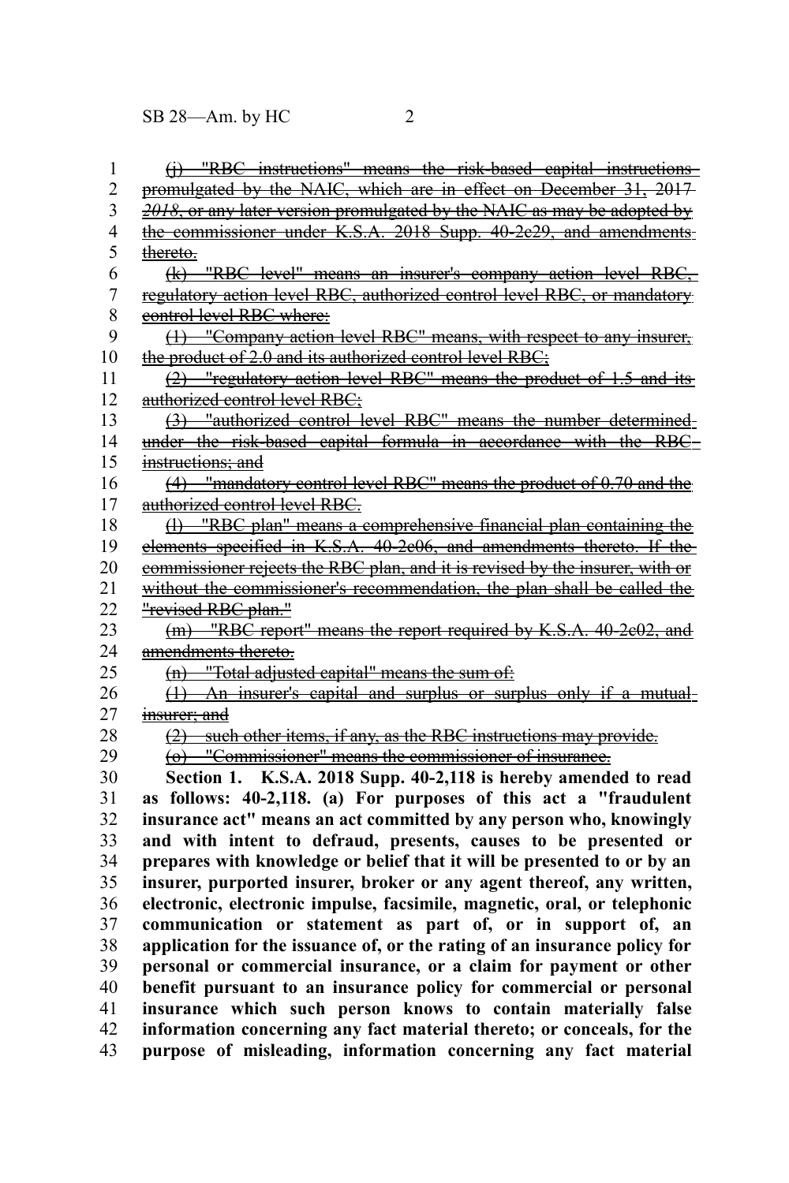~~(j) "RBC instructions" means the risk-based capital instructions promulgated by the NAIC, which are in effect on December 31, 2017~~ ~~*2018*, or any later version promulgated by the NAIC as may be adopted by the commissioner under K.S.A. 2018 Supp. 40-2c29, and amendments thereto.~~

~~(k) "RBC level" means an insurer's company action level RBC, regulatory action level RBC, authorized control level RBC, or mandatory control level RBC where:~~

~~(1) "Company action level RBC" means, with respect to any insurer, the product of 2.0 and its authorized control level RBC;~~

~~(2) "regulatory action level RBC" means the product of 1.5 and its authorized control level RBC;~~

~~(3) "authorized control level RBC" means the number determined under the risk-based capital formula in accordance with the RBC instructions; and~~

~~(4) "mandatory control level RBC" means the product of 0.70 and the authorized control level RBC.~~

~~(l) "RBC plan" means a comprehensive financial plan containing the elements specified in K.S.A. 40-2c06, and amendments thereto. If the commissioner rejects the RBC plan, and it is revised by the insurer, with or without the commissioner's recommendation, the plan shall be called the "revised RBC plan."~~

~~(m) "RBC report" means the report required by K.S.A. 40-2c02, and amendments thereto.~~

~~(n) "Total adjusted capital" means the sum of:~~

~~(1) An insurer's capital and surplus or surplus only if a mutual insurer; and~~

~~(2) such other items, if any, as the RBC instructions may provide.~~

~~(o) "Commissioner" means the commissioner of insurance.~~

**Section 1. K.S.A. 2018 Supp. 40-2,118 is hereby amended to read as follows: 40-2,118. (a) For purposes of this act a "fraudulent insurance act" means an act committed by any person who, knowingly and with intent to defraud, presents, causes to be presented or prepares with knowledge or belief that it will be presented to or by an insurer, purported insurer, broker or any agent thereof, any written, electronic, electronic impulse, facsimile, magnetic, oral, or telephonic communication or statement as part of, or in support of, an application for the issuance of, or the rating of an insurance policy for personal or commercial insurance, or a claim for payment or other benefit pursuant to an insurance policy for commercial or personal insurance which such person knows to contain materially false information concerning any fact material thereto; or conceals, for the purpose of misleading, information concerning any fact material**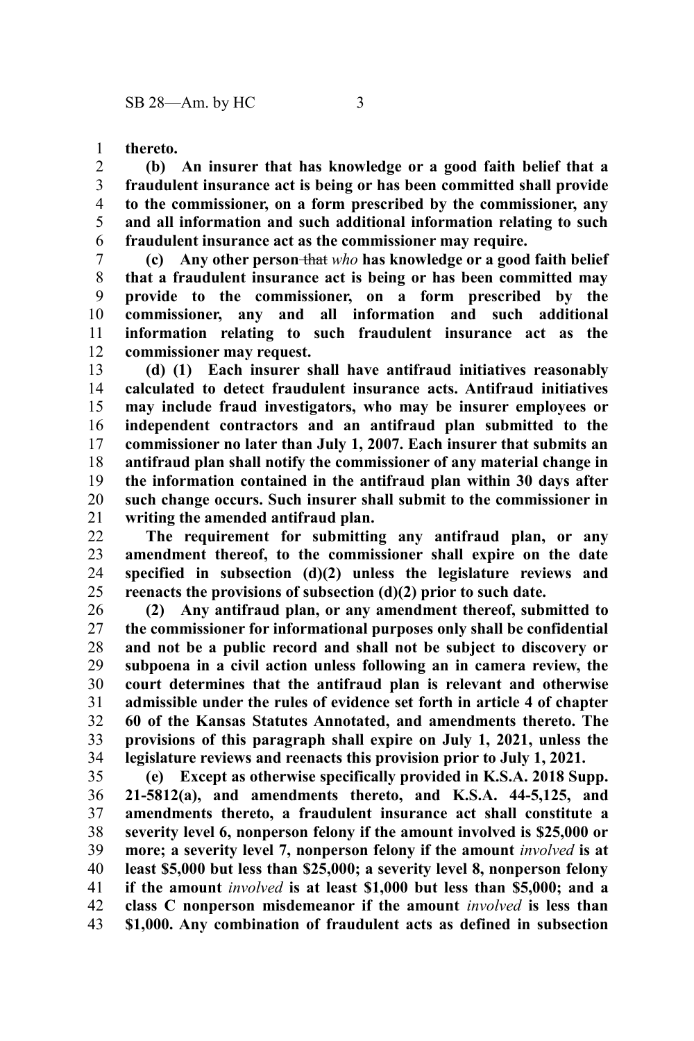**thereto.**

**(b) An insurer that has knowledge or a good faith belief that a fraudulent insurance act is being or has been committed shall provide to the commissioner, on a form prescribed by the commissioner, any and all information and such additional information relating to such fraudulent insurance act as the commissioner may require.**

**(c) Any other person** ~~that~~ *who* **has knowledge or a good faith belief that a fraudulent insurance act is being or has been committed may provide to the commissioner, on a form prescribed by the commissioner, any and all information and such additional information relating to such fraudulent insurance act as the commissioner may request.**

**(d) (1) Each insurer shall have antifraud initiatives reasonably calculated to detect fraudulent insurance acts. Antifraud initiatives may include fraud investigators, who may be insurer employees or independent contractors and an antifraud plan submitted to the commissioner no later than July 1, 2007. Each insurer that submits an antifraud plan shall notify the commissioner of any material change in the information contained in the antifraud plan within 30 days after such change occurs. Such insurer shall submit to the commissioner in writing the amended antifraud plan.**

**The requirement for submitting any antifraud plan, or any amendment thereof, to the commissioner shall expire on the date specified in subsection (d)(2) unless the legislature reviews and reenacts the provisions of subsection (d)(2) prior to such date.**

**(2) Any antifraud plan, or any amendment thereof, submitted to the commissioner for informational purposes only shall be confidential and not be a public record and shall not be subject to discovery or subpoena in a civil action unless following an in camera review, the court determines that the antifraud plan is relevant and otherwise admissible under the rules of evidence set forth in article 4 of chapter 60 of the Kansas Statutes Annotated, and amendments thereto. The provisions of this paragraph shall expire on July 1, 2021, unless the legislature reviews and reenacts this provision prior to July 1, 2021.**

**(e) Except as otherwise specifically provided in K.S.A. 2018 Supp. 21-5812(a), and amendments thereto, and K.S.A. 44-5,125, and amendments thereto, a fraudulent insurance act shall constitute a severity level 6, nonperson felony if the amount involved is $25,000 or more; a severity level 7, nonperson felony if the amount** *involved* **is at least $5,000 but less than $25,000; a severity level 8, nonperson felony if the amount** *involved* **is at least $1,000 but less than $5,000; and a class C nonperson misdemeanor if the amount** *involved* **is less than $1,000. Any combination of fraudulent acts as defined in subsection**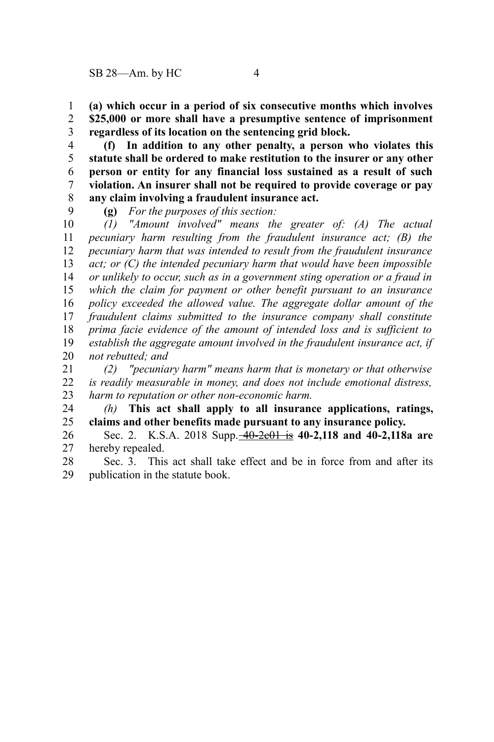**(a) which occur in a period of six consecutive months which involves $25,000 or more shall have a presumptive sentence of imprisonment regardless of its location on the sentencing grid block.**

**(f) In addition to any other penalty, a person who violates this statute shall be ordered to make restitution to the insurer or any other person or entity for any financial loss sustained as a result of such violation. An insurer shall not be required to provide coverage or pay any claim involving a fraudulent insurance act.**

**(g)** *For the purposes of this section:*

*(1) "Amount involved" means the greater of: (A) The actual pecuniary harm resulting from the fraudulent insurance act; (B) the pecuniary harm that was intended to result from the fraudulent insurance act; or (C) the intended pecuniary harm that would have been impossible or unlikely to occur, such as in a government sting operation or a fraud in which the claim for payment or other benefit pursuant to an insurance policy exceeded the allowed value. The aggregate dollar amount of the fraudulent claims submitted to the insurance company shall constitute prima facie evidence of the amount of intended loss and is sufficient to establish the aggregate amount involved in the fraudulent insurance act, if not rebutted; and*

*(2) "pecuniary harm" means harm that is monetary or that otherwise is readily measurable in money, and does not include emotional distress, harm to reputation or other non-economic harm.*

*(h)* **This act shall apply to all insurance applications, ratings, claims and other benefits made pursuant to any insurance policy.**

Sec. 2. K.S.A. 2018 Supp. ~~40-2e01 is~~ **40-2,118 and 40-2,118a are** hereby repealed.

Sec. 3. This act shall take effect and be in force from and after its publication in the statute book.